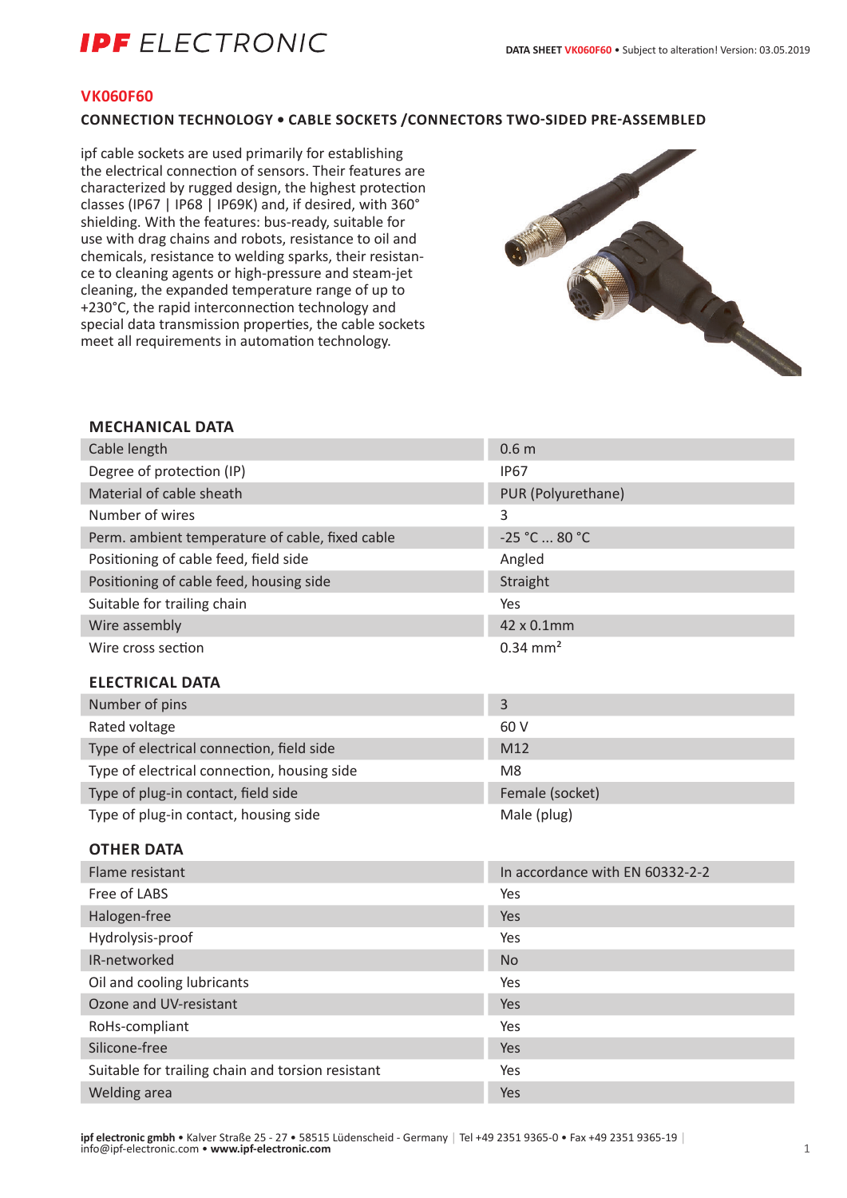# IPF ELECTRONIC

## VK060F60

### CONNECTION TECHNOLOGY • CABLE SOCKETS /CONNECTORS TWO-SIDED PRE-ASSEMBLED

ipf cable sockets are used primarily for establishing the electrical connection of sensors. Their features are characterized by rugged design, the highest protection classes (IP67 | IP68 | IP69K) and, if desired, with 360° shielding. With the features: bus-ready, suitable for use with drag chains and robots, resistance to oil and chemicals, resistance to welding sparks, their resistance to cleaning agents or high-pressure and steam-jet cleaning, the expanded temperature range of up to +230°C, the rapid interconnection technology and special data transmission properties, the cable sockets meet all requirements in automation technology.

### MECHANICAL DATA

| | |
|---|---|
| Cable length | 0.6 m |
| Degree of protection (IP) | IP67 |
| Material of cable sheath | PUR (Polyurethane) |
| Number of wires | 3 |
| Perm. ambient temperature of cable, fixed cable | -25 °C ... 80 °C |
| Positioning of cable feed, field side | Angled |
| Positioning of cable feed, housing side | Straight |
| Suitable for trailing chain | Yes |
| Wire assembly | 42 x 0.1mm |
| Wire cross section | 0.34 mm² |

### ELECTRICAL DATA

| | |
|---|---|
| Number of pins | 3 |
| Rated voltage | 60 V |
| Type of electrical connection, field side | M12 |
| Type of electrical connection, housing side | M8 |
| Type of plug-in contact, field side | Female (socket) |
| Type of plug-in contact, housing side | Male (plug) |

### OTHER DATA

| | |
|---|---|
| Flame resistant | In accordance with EN 60332-2-2 |
| Free of LABS | Yes |
| Halogen-free | Yes |
| Hydrolysis-proof | Yes |
| IR-networked | No |
| Oil and cooling lubricants | Yes |
| Ozone and UV-resistant | Yes |
| RoHs-compliant | Yes |
| Silicone-free | Yes |
| Suitable for trailing chain and torsion resistant | Yes |
| Welding area | Yes |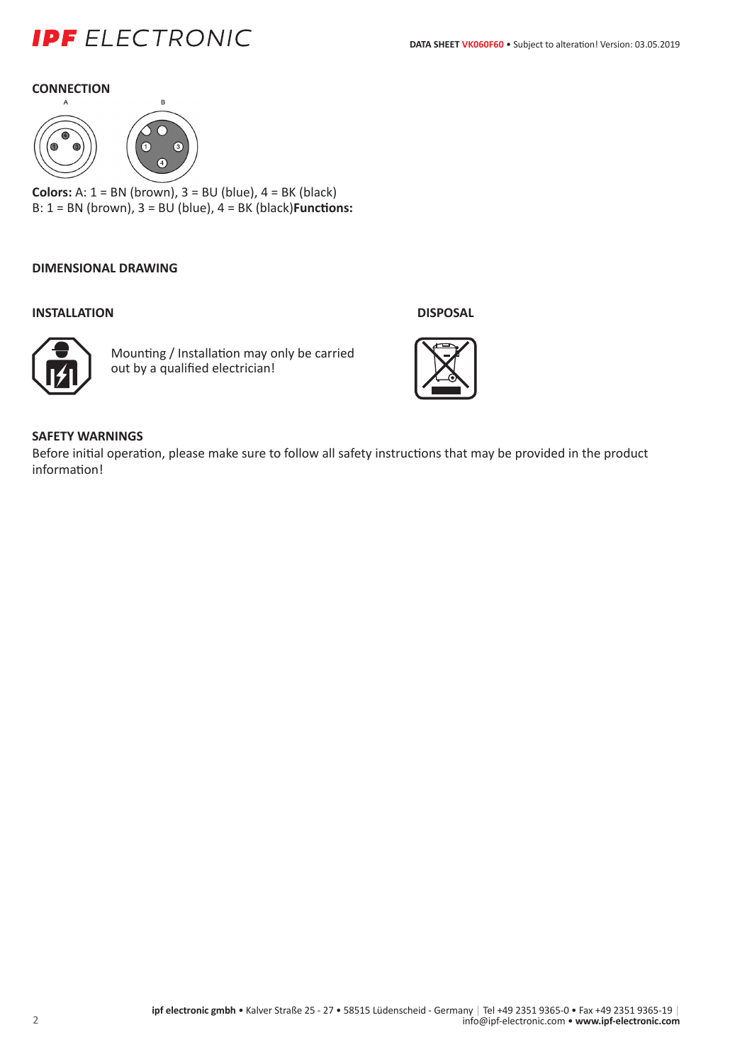## CONNECTION

A

B

**Colors:** A: 1 = BN (brown), 3 = BU (blue), 4 = BK (black)
B: 1 = BN (brown), 3 = BU (blue), 4 = BK (black)**Functions:**

## DIMENSIONAL DRAWING

## INSTALLATION

Mounting / Installation may only be carried out by a qualified electrician!

## DISPOSAL

## SAFETY WARNINGS

Before initial operation, please make sure to follow all safety instructions that may be provided in the product information!

**ipf electronic gmbh** • Kalver Straße 25 - 27 • 58515 Lüdenscheid - Germany | Tel +49 2351 9365-0 • Fax +49 2351 9365-19 | info@ipf-electronic.com • **www.ipf-electronic.com**